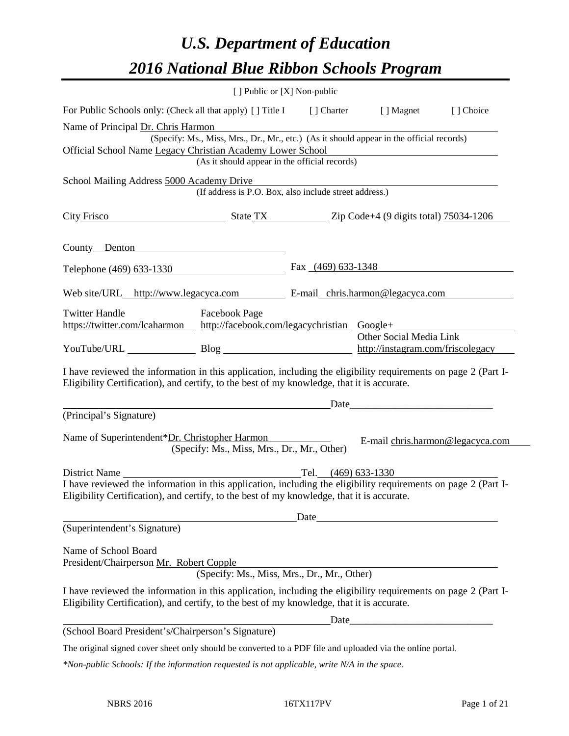# *U.S. Department of Education*

# *2016 National Blue Ribbon Schools Program*

[ ] Public or [X] Non-public

For Public Schools only: (Check all that apply) [ ] Title I [ ] Charter [ ] Magnet [ ] Choice

Name of Principal Dr. Chris Harmon
(Specify: Ms., Miss, Mrs., Dr., Mr., etc.) (As it should appear in the official records)

Official School Name Legacy Christian Academy Lower School
(As it should appear in the official records)

School Mailing Address 5000 Academy Drive
(If address is P.O. Box, also include street address.)

City Frisco State TX Zip Code+4 (9 digits total) 75034-1206

County Denton

Telephone (469) 633-1330 Fax (469) 633-1348

Web site/URL http://www.legacyca.com E-mail chris.harmon@legacyca.com

Twitter Handle https://twitter.com/lcaharmon Facebook Page http://facebook.com/legacychristian Google+

YouTube/URL Blog Other Social Media Link http://instagram.com/friscolegacy

I have reviewed the information in this application, including the eligibility requirements on page 2 (Part I-Eligibility Certification), and certify, to the best of my knowledge, that it is accurate.

Date

(Principal's Signature)

Name of Superintendent*Dr. Christopher Harmon E-mail chris.harmon@legacyca.com
(Specify: Ms., Miss, Mrs., Dr., Mr., Other)

District Name Tel. (469) 633-1330

I have reviewed the information in this application, including the eligibility requirements on page 2 (Part I-Eligibility Certification), and certify, to the best of my knowledge, that it is accurate.

Date

(Superintendent's Signature)

Name of School Board
President/Chairperson Mr. Robert Copple
(Specify: Ms., Miss, Mrs., Dr., Mr., Other)

I have reviewed the information in this application, including the eligibility requirements on page 2 (Part I-Eligibility Certification), and certify, to the best of my knowledge, that it is accurate.

Date

(School Board President's/Chairperson's Signature)

The original signed cover sheet only should be converted to a PDF file and uploaded via the online portal.

*\*Non-public Schools: If the information requested is not applicable, write N/A in the space.*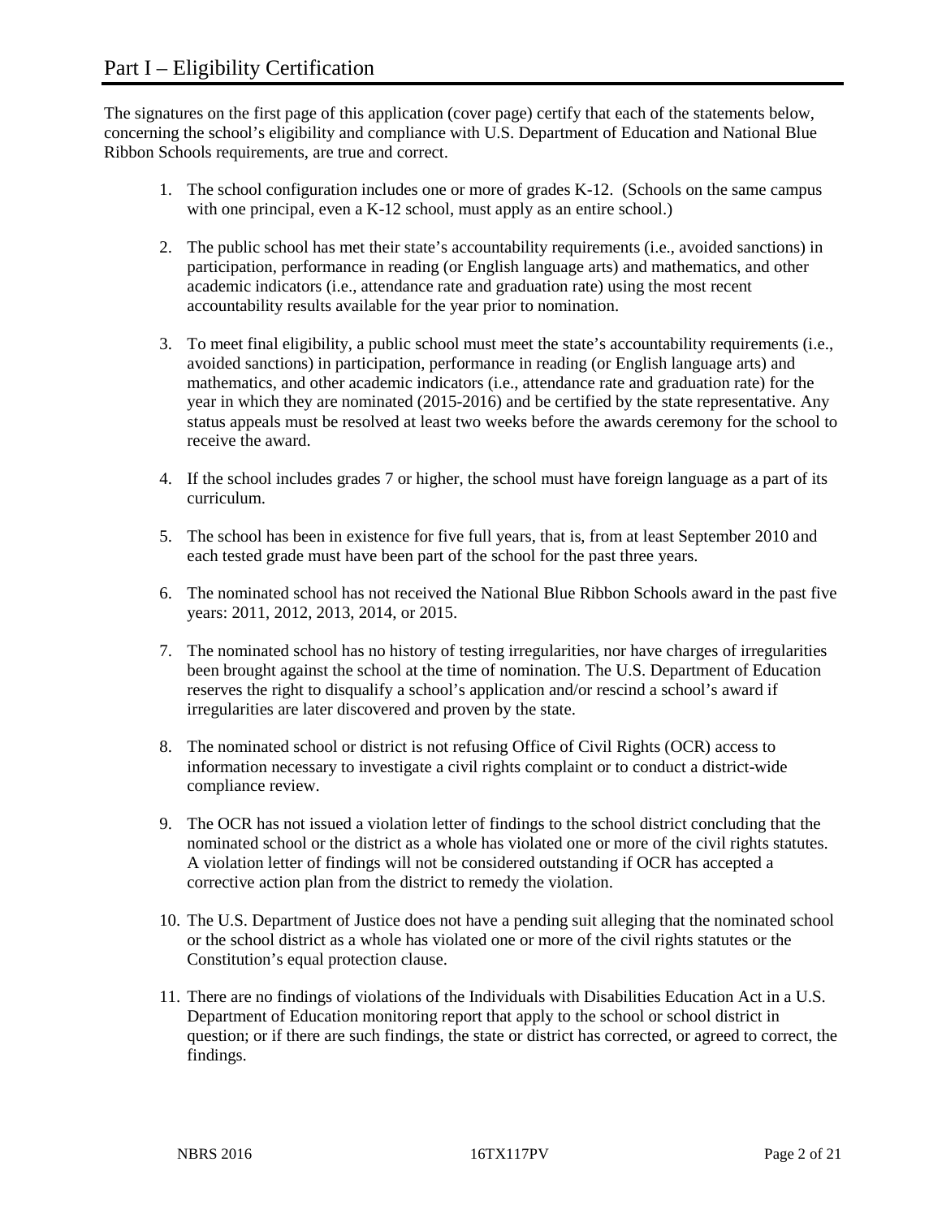# Part I – Eligibility Certification

The signatures on the first page of this application (cover page) certify that each of the statements below, concerning the school's eligibility and compliance with U.S. Department of Education and National Blue Ribbon Schools requirements, are true and correct.

1. The school configuration includes one or more of grades K-12. (Schools on the same campus with one principal, even a K-12 school, must apply as an entire school.)

2. The public school has met their state's accountability requirements (i.e., avoided sanctions) in participation, performance in reading (or English language arts) and mathematics, and other academic indicators (i.e., attendance rate and graduation rate) using the most recent accountability results available for the year prior to nomination.

3. To meet final eligibility, a public school must meet the state's accountability requirements (i.e., avoided sanctions) in participation, performance in reading (or English language arts) and mathematics, and other academic indicators (i.e., attendance rate and graduation rate) for the year in which they are nominated (2015-2016) and be certified by the state representative. Any status appeals must be resolved at least two weeks before the awards ceremony for the school to receive the award.

4. If the school includes grades 7 or higher, the school must have foreign language as a part of its curriculum.

5. The school has been in existence for five full years, that is, from at least September 2010 and each tested grade must have been part of the school for the past three years.

6. The nominated school has not received the National Blue Ribbon Schools award in the past five years: 2011, 2012, 2013, 2014, or 2015.

7. The nominated school has no history of testing irregularities, nor have charges of irregularities been brought against the school at the time of nomination. The U.S. Department of Education reserves the right to disqualify a school's application and/or rescind a school's award if irregularities are later discovered and proven by the state.

8. The nominated school or district is not refusing Office of Civil Rights (OCR) access to information necessary to investigate a civil rights complaint or to conduct a district-wide compliance review.

9. The OCR has not issued a violation letter of findings to the school district concluding that the nominated school or the district as a whole has violated one or more of the civil rights statutes. A violation letter of findings will not be considered outstanding if OCR has accepted a corrective action plan from the district to remedy the violation.

10. The U.S. Department of Justice does not have a pending suit alleging that the nominated school or the school district as a whole has violated one or more of the civil rights statutes or the Constitution's equal protection clause.

11. There are no findings of violations of the Individuals with Disabilities Education Act in a U.S. Department of Education monitoring report that apply to the school or school district in question; or if there are such findings, the state or district has corrected, or agreed to correct, the findings.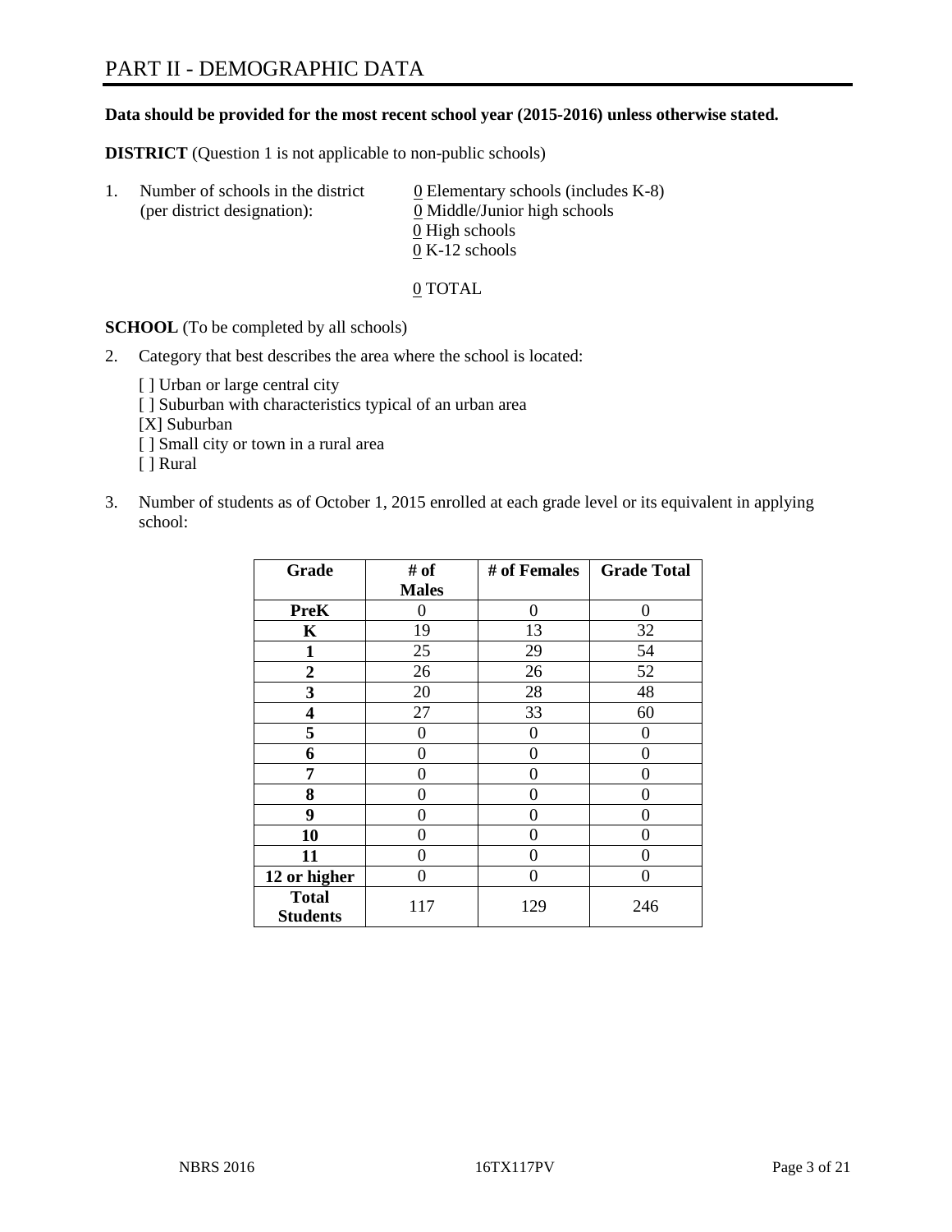# PART II - DEMOGRAPHIC DATA

**Data should be provided for the most recent school year (2015-2016) unless otherwise stated.**

**DISTRICT** (Question 1 is not applicable to non-public schools)

1. Number of schools in the district (per district designation):
   - 0 Elementary schools (includes K-8)
   - 0 Middle/Junior high schools
   - 0 High schools
   - 0 K-12 schools

   0 TOTAL

**SCHOOL** (To be completed by all schools)

2. Category that best describes the area where the school is located:

   [ ] Urban or large central city
   [ ] Suburban with characteristics typical of an urban area
   [X] Suburban
   [ ] Small city or town in a rural area
   [ ] Rural

3. Number of students as of October 1, 2015 enrolled at each grade level or its equivalent in applying school:

| Grade | # of Males | # of Females | Grade Total |
|---|---|---|---|
| **PreK** | 0 | 0 | 0 |
| **K** | 19 | 13 | 32 |
| **1** | 25 | 29 | 54 |
| **2** | 26 | 26 | 52 |
| **3** | 20 | 28 | 48 |
| **4** | 27 | 33 | 60 |
| **5** | 0 | 0 | 0 |
| **6** | 0 | 0 | 0 |
| **7** | 0 | 0 | 0 |
| **8** | 0 | 0 | 0 |
| **9** | 0 | 0 | 0 |
| **10** | 0 | 0 | 0 |
| **11** | 0 | 0 | 0 |
| **12 or higher** | 0 | 0 | 0 |
| **Total Students** | 117 | 129 | 246 |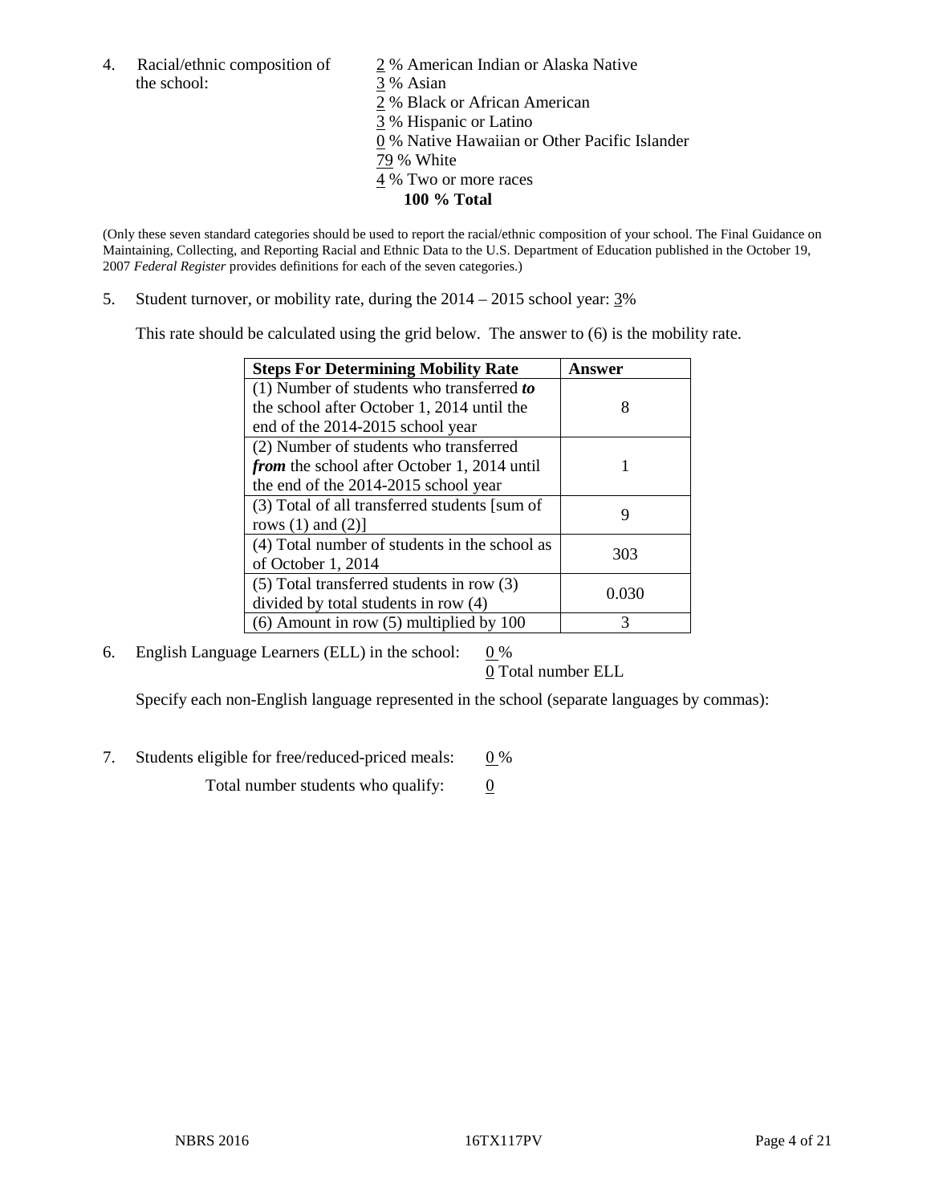4. Racial/ethnic composition of the school:

2 % American Indian or Alaska Native
3 % Asian
2 % Black or African American
3 % Hispanic or Latino
0 % Native Hawaiian or Other Pacific Islander
79 % White
4 % Two or more races
**100 % Total**

(Only these seven standard categories should be used to report the racial/ethnic composition of your school. The Final Guidance on Maintaining, Collecting, and Reporting Racial and Ethnic Data to the U.S. Department of Education published in the October 19, 2007 *Federal Register* provides definitions for each of the seven categories.)

5. Student turnover, or mobility rate, during the 2014 – 2015 school year: 3%

This rate should be calculated using the grid below. The answer to (6) is the mobility rate.

| Steps For Determining Mobility Rate | Answer |
|---|---|
| (1) Number of students who transferred ***to*** the school after October 1, 2014 until the end of the 2014-2015 school year | 8 |
| (2) Number of students who transferred ***from*** the school after October 1, 2014 until the end of the 2014-2015 school year | 1 |
| (3) Total of all transferred students [sum of rows (1) and (2)] | 9 |
| (4) Total number of students in the school as of October 1, 2014 | 303 |
| (5) Total transferred students in row (3) divided by total students in row (4) | 0.030 |
| (6) Amount in row (5) multiplied by 100 | 3 |

6. English Language Learners (ELL) in the school: 0 %
0 Total number ELL

Specify each non-English language represented in the school (separate languages by commas):

7. Students eligible for free/reduced-priced meals: 0 %
Total number students who qualify: 0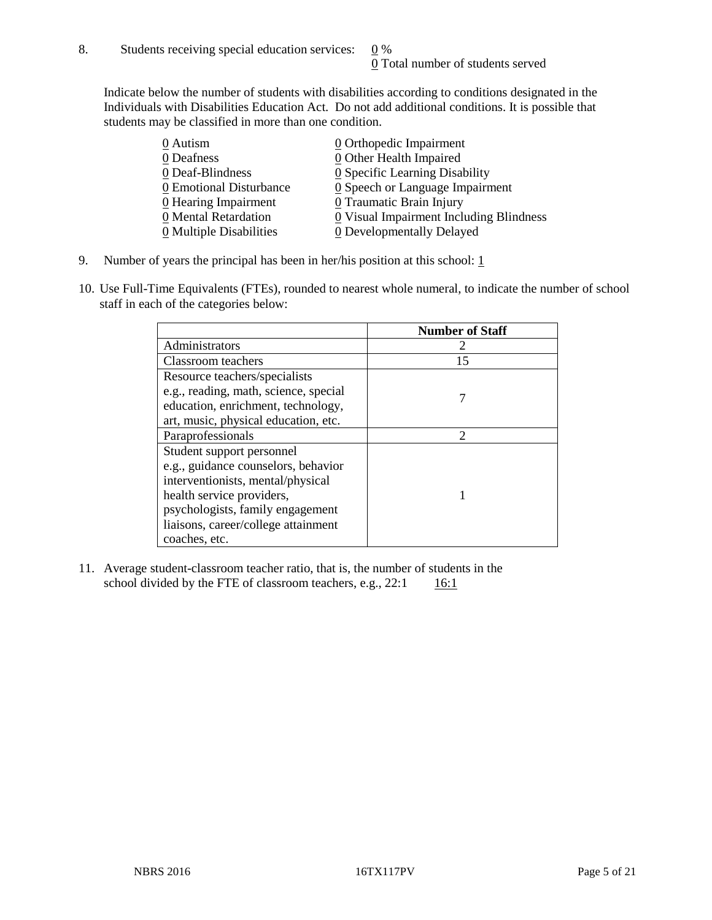8. Students receiving special education services: 0 %
   0 Total number of students served

Indicate below the number of students with disabilities according to conditions designated in the Individuals with Disabilities Education Act. Do not add additional conditions. It is possible that students may be classified in more than one condition.

0 Autism
0 Deafness
0 Deaf-Blindness
0 Emotional Disturbance
0 Hearing Impairment
0 Mental Retardation
0 Multiple Disabilities
0 Orthopedic Impairment
0 Other Health Impaired
0 Specific Learning Disability
0 Speech or Language Impairment
0 Traumatic Brain Injury
0 Visual Impairment Including Blindness
0 Developmentally Delayed

9. Number of years the principal has been in her/his position at this school: 1

10. Use Full-Time Equivalents (FTEs), rounded to nearest whole numeral, to indicate the number of school staff in each of the categories below:

| | Number of Staff |
|---|---|
| Administrators | 2 |
| Classroom teachers | 15 |
| Resource teachers/specialists e.g., reading, math, science, special education, enrichment, technology, art, music, physical education, etc. | 7 |
| Paraprofessionals | 2 |
| Student support personnel e.g., guidance counselors, behavior interventionists, mental/physical health service providers, psychologists, family engagement liaisons, career/college attainment coaches, etc. | 1 |

11. Average student-classroom teacher ratio, that is, the number of students in the school divided by the FTE of classroom teachers, e.g., 22:1 16:1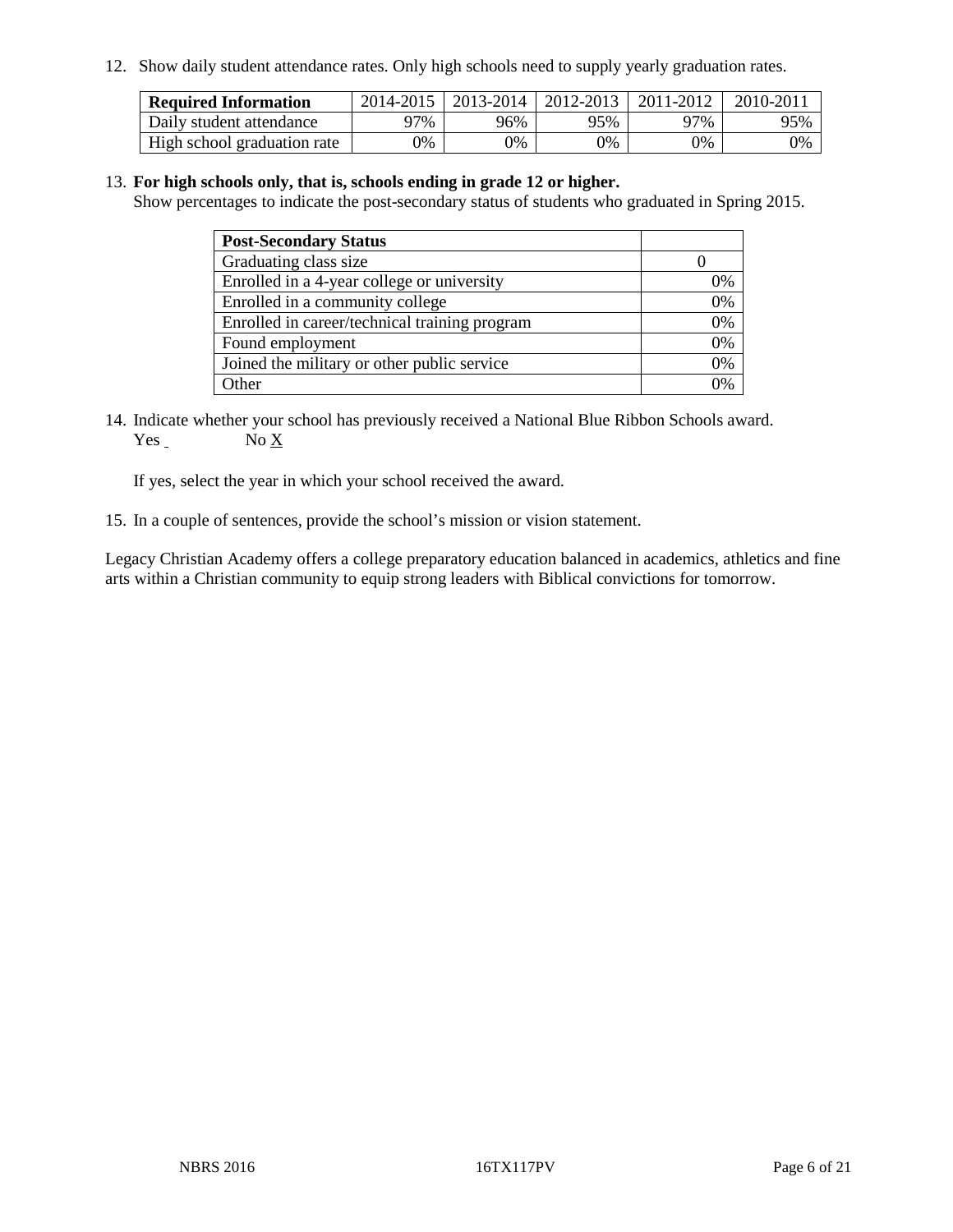12. Show daily student attendance rates. Only high schools need to supply yearly graduation rates.

| **Required Information** | 2014-2015 | 2013-2014 | 2012-2013 | 2011-2012 | 2010-2011 |
|---|---|---|---|---|---|
| Daily student attendance | 97% | 96% | 95% | 97% | 95% |
| High school graduation rate | 0% | 0% | 0% | 0% | 0% |

13. **For high schools only, that is, schools ending in grade 12 or higher.**
Show percentages to indicate the post-secondary status of students who graduated in Spring 2015.

| **Post-Secondary Status** | |
|---|---|
| Graduating class size | 0 |
| Enrolled in a 4-year college or university | 0% |
| Enrolled in a community college | 0% |
| Enrolled in career/technical training program | 0% |
| Found employment | 0% |
| Joined the military or other public service | 0% |
| Other | 0% |

14. Indicate whether your school has previously received a National Blue Ribbon Schools award.
Yes  No X

If yes, select the year in which your school received the award.

15. In a couple of sentences, provide the school's mission or vision statement.

Legacy Christian Academy offers a college preparatory education balanced in academics, athletics and fine arts within a Christian community to equip strong leaders with Biblical convictions for tomorrow.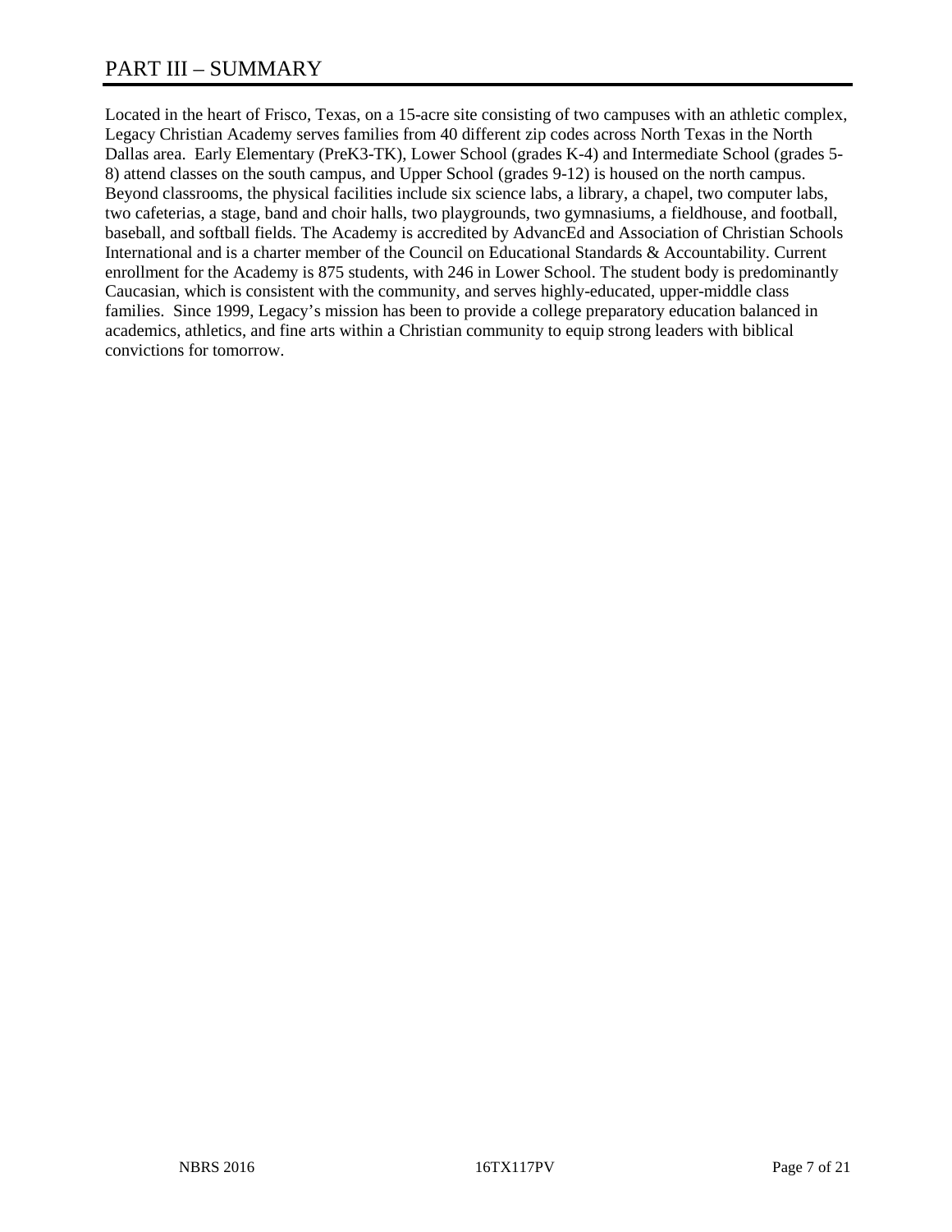# PART III – SUMMARY

Located in the heart of Frisco, Texas, on a 15-acre site consisting of two campuses with an athletic complex, Legacy Christian Academy serves families from 40 different zip codes across North Texas in the North Dallas area. Early Elementary (PreK3-TK), Lower School (grades K-4) and Intermediate School (grades 5-8) attend classes on the south campus, and Upper School (grades 9-12) is housed on the north campus. Beyond classrooms, the physical facilities include six science labs, a library, a chapel, two computer labs, two cafeterias, a stage, band and choir halls, two playgrounds, two gymnasiums, a fieldhouse, and football, baseball, and softball fields. The Academy is accredited by AdvancEd and Association of Christian Schools International and is a charter member of the Council on Educational Standards & Accountability. Current enrollment for the Academy is 875 students, with 246 in Lower School. The student body is predominantly Caucasian, which is consistent with the community, and serves highly-educated, upper-middle class families. Since 1999, Legacy's mission has been to provide a college preparatory education balanced in academics, athletics, and fine arts within a Christian community to equip strong leaders with biblical convictions for tomorrow.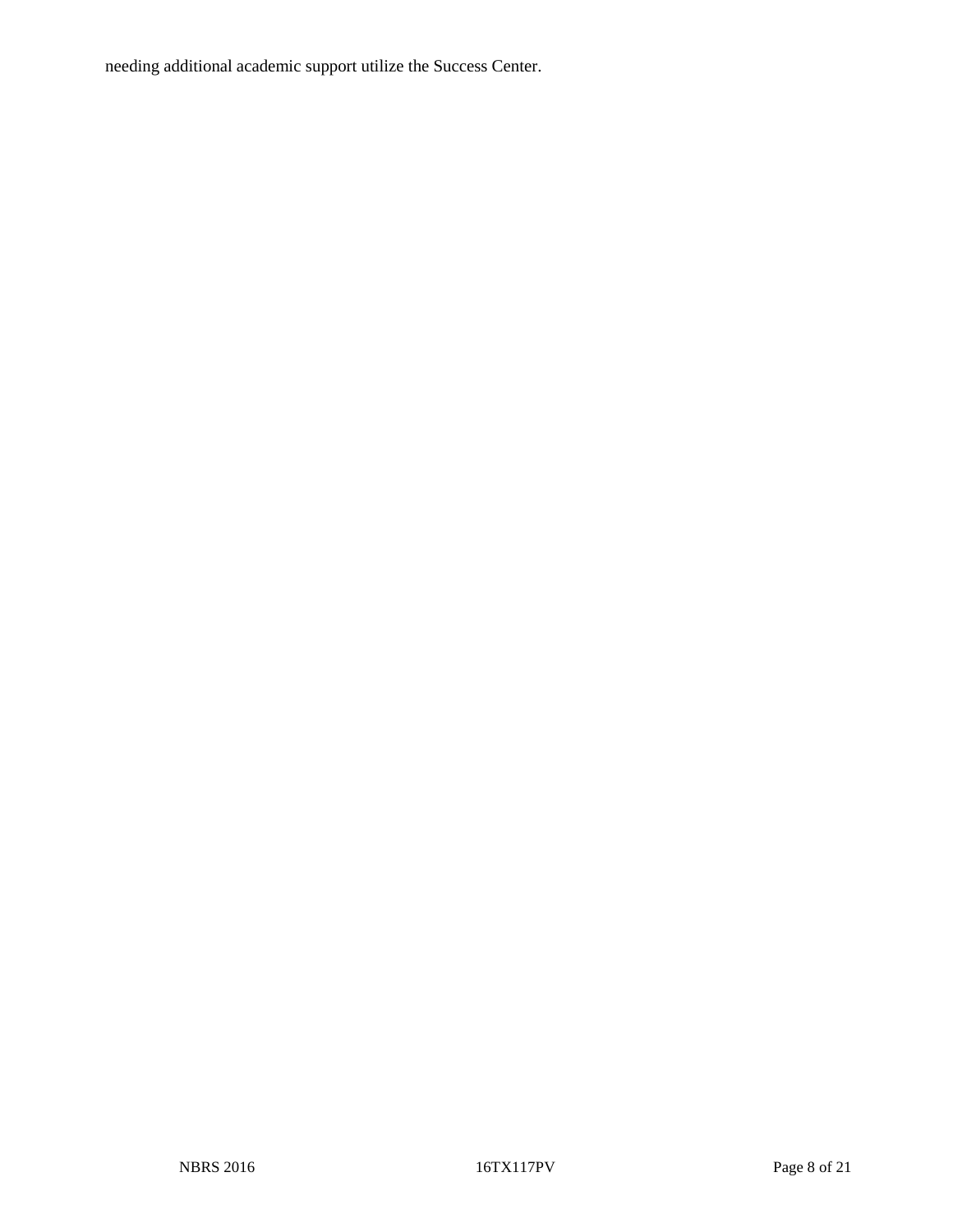needing additional academic support utilize the Success Center.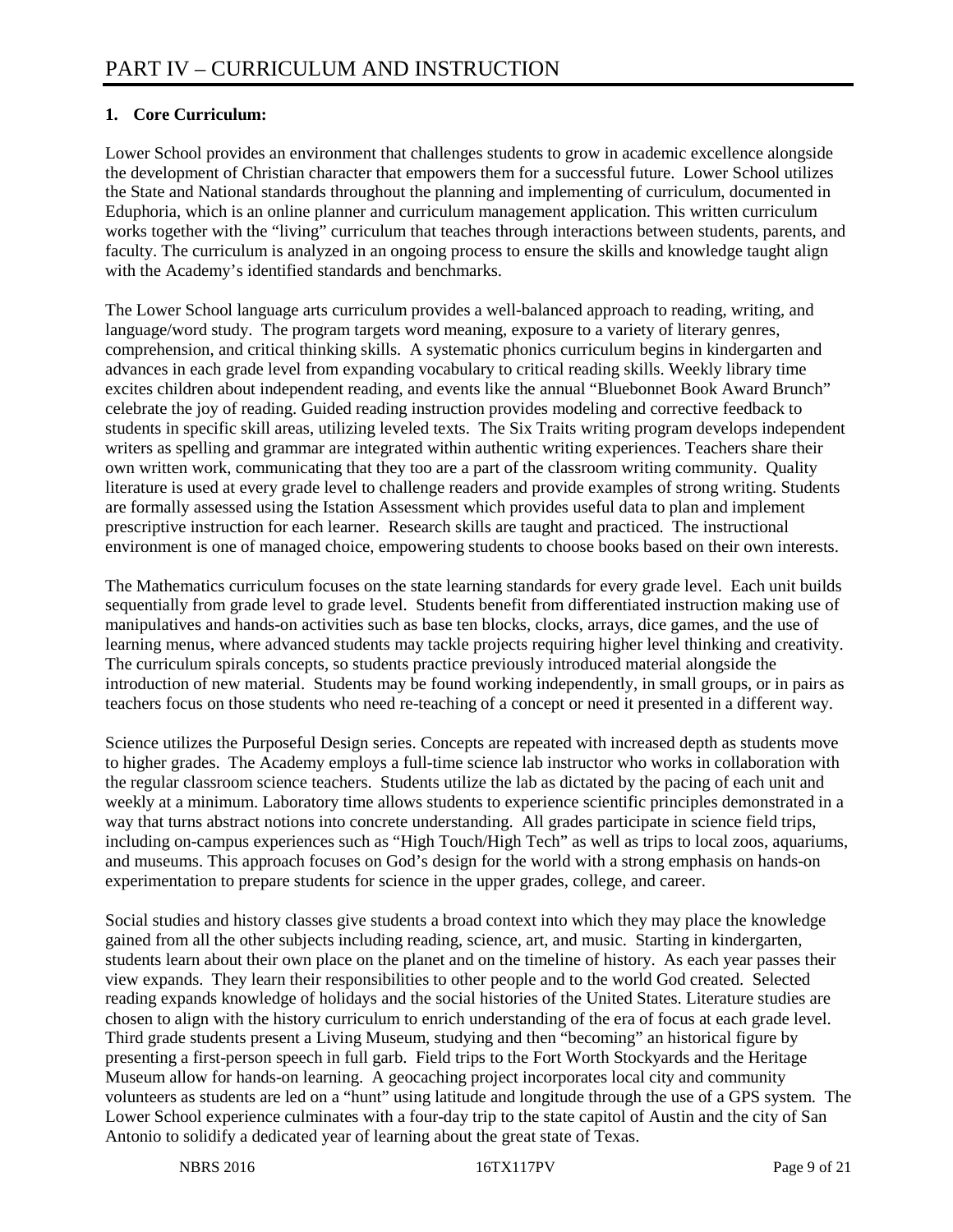# PART IV – CURRICULUM AND INSTRUCTION

**1. Core Curriculum:**

Lower School provides an environment that challenges students to grow in academic excellence alongside the development of Christian character that empowers them for a successful future. Lower School utilizes the State and National standards throughout the planning and implementing of curriculum, documented in Eduphoria, which is an online planner and curriculum management application. This written curriculum works together with the "living" curriculum that teaches through interactions between students, parents, and faculty. The curriculum is analyzed in an ongoing process to ensure the skills and knowledge taught align with the Academy's identified standards and benchmarks.

The Lower School language arts curriculum provides a well-balanced approach to reading, writing, and language/word study. The program targets word meaning, exposure to a variety of literary genres, comprehension, and critical thinking skills. A systematic phonics curriculum begins in kindergarten and advances in each grade level from expanding vocabulary to critical reading skills. Weekly library time excites children about independent reading, and events like the annual "Bluebonnet Book Award Brunch" celebrate the joy of reading. Guided reading instruction provides modeling and corrective feedback to students in specific skill areas, utilizing leveled texts. The Six Traits writing program develops independent writers as spelling and grammar are integrated within authentic writing experiences. Teachers share their own written work, communicating that they too are a part of the classroom writing community. Quality literature is used at every grade level to challenge readers and provide examples of strong writing. Students are formally assessed using the Istation Assessment which provides useful data to plan and implement prescriptive instruction for each learner. Research skills are taught and practiced. The instructional environment is one of managed choice, empowering students to choose books based on their own interests.

The Mathematics curriculum focuses on the state learning standards for every grade level. Each unit builds sequentially from grade level to grade level. Students benefit from differentiated instruction making use of manipulatives and hands-on activities such as base ten blocks, clocks, arrays, dice games, and the use of learning menus, where advanced students may tackle projects requiring higher level thinking and creativity. The curriculum spirals concepts, so students practice previously introduced material alongside the introduction of new material. Students may be found working independently, in small groups, or in pairs as teachers focus on those students who need re-teaching of a concept or need it presented in a different way.

Science utilizes the Purposeful Design series. Concepts are repeated with increased depth as students move to higher grades. The Academy employs a full-time science lab instructor who works in collaboration with the regular classroom science teachers. Students utilize the lab as dictated by the pacing of each unit and weekly at a minimum. Laboratory time allows students to experience scientific principles demonstrated in a way that turns abstract notions into concrete understanding. All grades participate in science field trips, including on-campus experiences such as "High Touch/High Tech" as well as trips to local zoos, aquariums, and museums. This approach focuses on God's design for the world with a strong emphasis on hands-on experimentation to prepare students for science in the upper grades, college, and career.

Social studies and history classes give students a broad context into which they may place the knowledge gained from all the other subjects including reading, science, art, and music. Starting in kindergarten, students learn about their own place on the planet and on the timeline of history. As each year passes their view expands. They learn their responsibilities to other people and to the world God created. Selected reading expands knowledge of holidays and the social histories of the United States. Literature studies are chosen to align with the history curriculum to enrich understanding of the era of focus at each grade level. Third grade students present a Living Museum, studying and then "becoming" an historical figure by presenting a first-person speech in full garb. Field trips to the Fort Worth Stockyards and the Heritage Museum allow for hands-on learning. A geocaching project incorporates local city and community volunteers as students are led on a "hunt" using latitude and longitude through the use of a GPS system. The Lower School experience culminates with a four-day trip to the state capitol of Austin and the city of San Antonio to solidify a dedicated year of learning about the great state of Texas.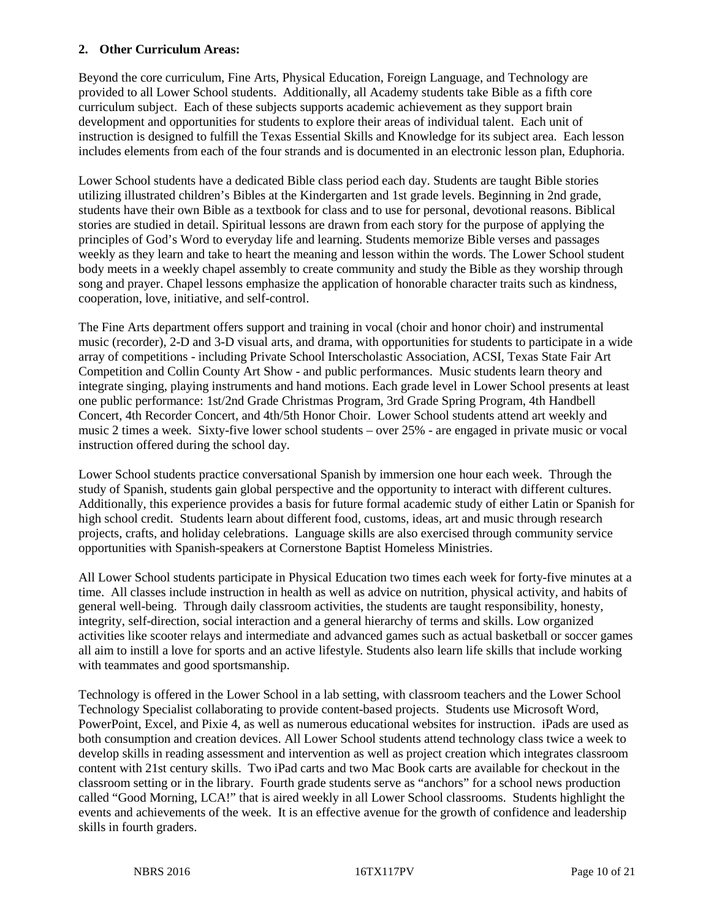**2. Other Curriculum Areas:**

Beyond the core curriculum, Fine Arts, Physical Education, Foreign Language, and Technology are provided to all Lower School students. Additionally, all Academy students take Bible as a fifth core curriculum subject. Each of these subjects supports academic achievement as they support brain development and opportunities for students to explore their areas of individual talent. Each unit of instruction is designed to fulfill the Texas Essential Skills and Knowledge for its subject area. Each lesson includes elements from each of the four strands and is documented in an electronic lesson plan, Eduphoria.

Lower School students have a dedicated Bible class period each day. Students are taught Bible stories utilizing illustrated children's Bibles at the Kindergarten and 1st grade levels. Beginning in 2nd grade, students have their own Bible as a textbook for class and to use for personal, devotional reasons. Biblical stories are studied in detail. Spiritual lessons are drawn from each story for the purpose of applying the principles of God's Word to everyday life and learning. Students memorize Bible verses and passages weekly as they learn and take to heart the meaning and lesson within the words. The Lower School student body meets in a weekly chapel assembly to create community and study the Bible as they worship through song and prayer. Chapel lessons emphasize the application of honorable character traits such as kindness, cooperation, love, initiative, and self-control.

The Fine Arts department offers support and training in vocal (choir and honor choir) and instrumental music (recorder), 2-D and 3-D visual arts, and drama, with opportunities for students to participate in a wide array of competitions - including Private School Interscholastic Association, ACSI, Texas State Fair Art Competition and Collin County Art Show - and public performances. Music students learn theory and integrate singing, playing instruments and hand motions. Each grade level in Lower School presents at least one public performance: 1st/2nd Grade Christmas Program, 3rd Grade Spring Program, 4th Handbell Concert, 4th Recorder Concert, and 4th/5th Honor Choir. Lower School students attend art weekly and music 2 times a week. Sixty-five lower school students – over 25% - are engaged in private music or vocal instruction offered during the school day.

Lower School students practice conversational Spanish by immersion one hour each week. Through the study of Spanish, students gain global perspective and the opportunity to interact with different cultures. Additionally, this experience provides a basis for future formal academic study of either Latin or Spanish for high school credit. Students learn about different food, customs, ideas, art and music through research projects, crafts, and holiday celebrations. Language skills are also exercised through community service opportunities with Spanish-speakers at Cornerstone Baptist Homeless Ministries.

All Lower School students participate in Physical Education two times each week for forty-five minutes at a time. All classes include instruction in health as well as advice on nutrition, physical activity, and habits of general well-being. Through daily classroom activities, the students are taught responsibility, honesty, integrity, self-direction, social interaction and a general hierarchy of terms and skills. Low organized activities like scooter relays and intermediate and advanced games such as actual basketball or soccer games all aim to instill a love for sports and an active lifestyle. Students also learn life skills that include working with teammates and good sportsmanship.

Technology is offered in the Lower School in a lab setting, with classroom teachers and the Lower School Technology Specialist collaborating to provide content-based projects. Students use Microsoft Word, PowerPoint, Excel, and Pixie 4, as well as numerous educational websites for instruction. iPads are used as both consumption and creation devices. All Lower School students attend technology class twice a week to develop skills in reading assessment and intervention as well as project creation which integrates classroom content with 21st century skills. Two iPad carts and two Mac Book carts are available for checkout in the classroom setting or in the library. Fourth grade students serve as "anchors" for a school news production called "Good Morning, LCA!" that is aired weekly in all Lower School classrooms. Students highlight the events and achievements of the week. It is an effective avenue for the growth of confidence and leadership skills in fourth graders.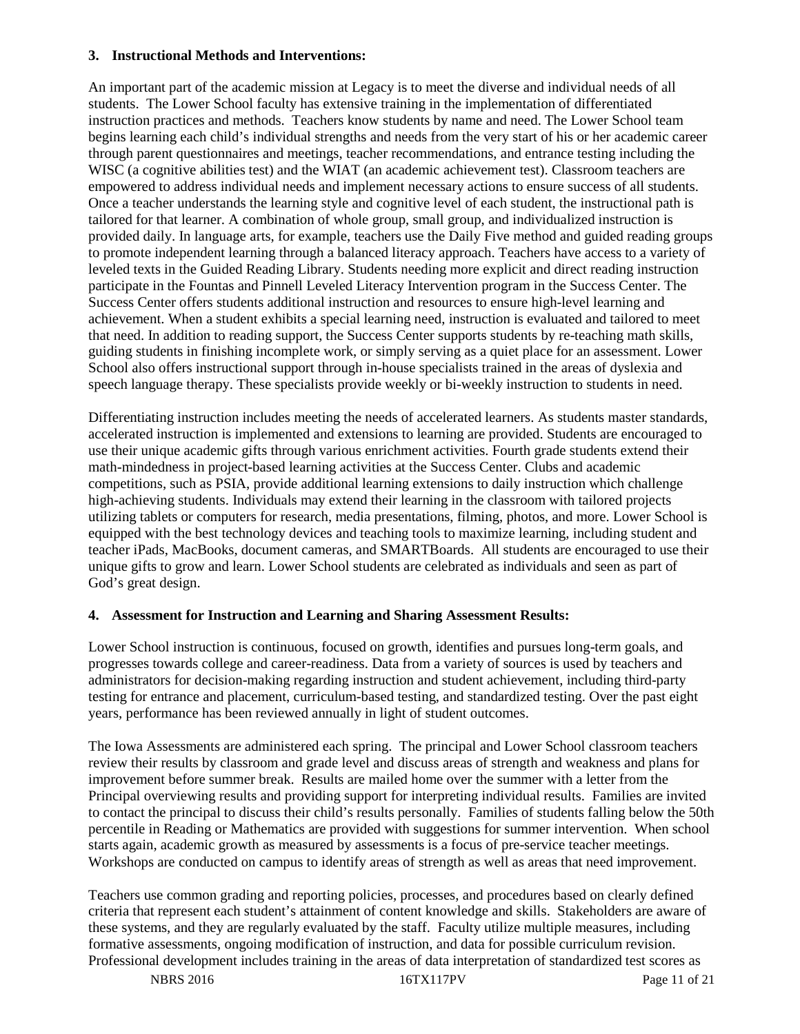### 3. Instructional Methods and Interventions:

An important part of the academic mission at Legacy is to meet the diverse and individual needs of all students. The Lower School faculty has extensive training in the implementation of differentiated instruction practices and methods. Teachers know students by name and need. The Lower School team begins learning each child's individual strengths and needs from the very start of his or her academic career through parent questionnaires and meetings, teacher recommendations, and entrance testing including the WISC (a cognitive abilities test) and the WIAT (an academic achievement test). Classroom teachers are empowered to address individual needs and implement necessary actions to ensure success of all students. Once a teacher understands the learning style and cognitive level of each student, the instructional path is tailored for that learner. A combination of whole group, small group, and individualized instruction is provided daily. In language arts, for example, teachers use the Daily Five method and guided reading groups to promote independent learning through a balanced literacy approach. Teachers have access to a variety of leveled texts in the Guided Reading Library. Students needing more explicit and direct reading instruction participate in the Fountas and Pinnell Leveled Literacy Intervention program in the Success Center. The Success Center offers students additional instruction and resources to ensure high-level learning and achievement. When a student exhibits a special learning need, instruction is evaluated and tailored to meet that need. In addition to reading support, the Success Center supports students by re-teaching math skills, guiding students in finishing incomplete work, or simply serving as a quiet place for an assessment. Lower School also offers instructional support through in-house specialists trained in the areas of dyslexia and speech language therapy. These specialists provide weekly or bi-weekly instruction to students in need.

Differentiating instruction includes meeting the needs of accelerated learners. As students master standards, accelerated instruction is implemented and extensions to learning are provided. Students are encouraged to use their unique academic gifts through various enrichment activities. Fourth grade students extend their math-mindedness in project-based learning activities at the Success Center. Clubs and academic competitions, such as PSIA, provide additional learning extensions to daily instruction which challenge high-achieving students. Individuals may extend their learning in the classroom with tailored projects utilizing tablets or computers for research, media presentations, filming, photos, and more. Lower School is equipped with the best technology devices and teaching tools to maximize learning, including student and teacher iPads, MacBooks, document cameras, and SMARTBoards. All students are encouraged to use their unique gifts to grow and learn. Lower School students are celebrated as individuals and seen as part of God's great design.

### 4. Assessment for Instruction and Learning and Sharing Assessment Results:

Lower School instruction is continuous, focused on growth, identifies and pursues long-term goals, and progresses towards college and career-readiness. Data from a variety of sources is used by teachers and administrators for decision-making regarding instruction and student achievement, including third-party testing for entrance and placement, curriculum-based testing, and standardized testing. Over the past eight years, performance has been reviewed annually in light of student outcomes.

The Iowa Assessments are administered each spring. The principal and Lower School classroom teachers review their results by classroom and grade level and discuss areas of strength and weakness and plans for improvement before summer break. Results are mailed home over the summer with a letter from the Principal overviewing results and providing support for interpreting individual results. Families are invited to contact the principal to discuss their child's results personally. Families of students falling below the 50th percentile in Reading or Mathematics are provided with suggestions for summer intervention. When school starts again, academic growth as measured by assessments is a focus of pre-service teacher meetings. Workshops are conducted on campus to identify areas of strength as well as areas that need improvement.

Teachers use common grading and reporting policies, processes, and procedures based on clearly defined criteria that represent each student's attainment of content knowledge and skills. Stakeholders are aware of these systems, and they are regularly evaluated by the staff. Faculty utilize multiple measures, including formative assessments, ongoing modification of instruction, and data for possible curriculum revision. Professional development includes training in the areas of data interpretation of standardized test scores as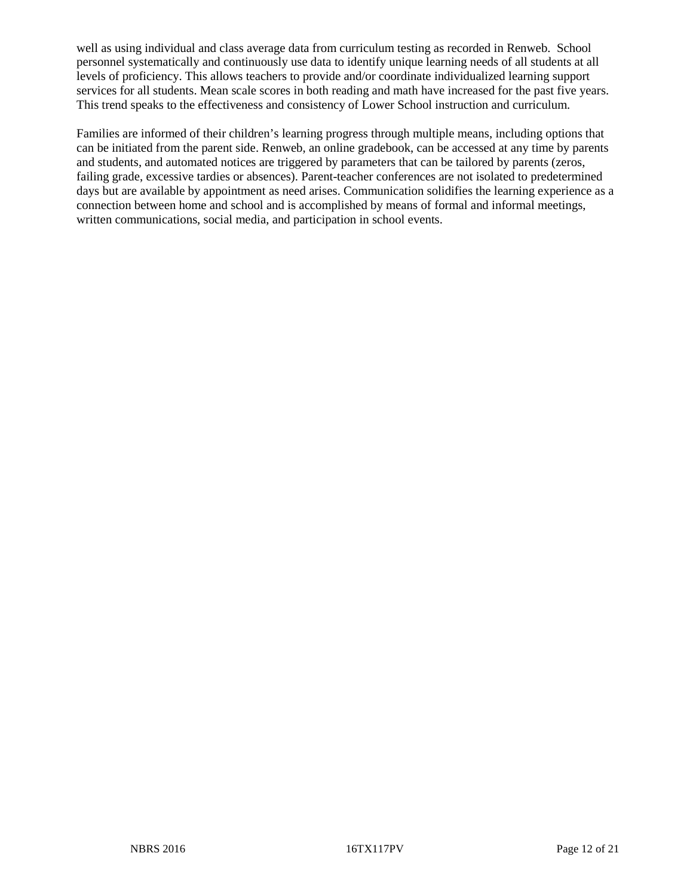well as using individual and class average data from curriculum testing as recorded in Renweb. School personnel systematically and continuously use data to identify unique learning needs of all students at all levels of proficiency. This allows teachers to provide and/or coordinate individualized learning support services for all students. Mean scale scores in both reading and math have increased for the past five years. This trend speaks to the effectiveness and consistency of Lower School instruction and curriculum.

Families are informed of their children's learning progress through multiple means, including options that can be initiated from the parent side. Renweb, an online gradebook, can be accessed at any time by parents and students, and automated notices are triggered by parameters that can be tailored by parents (zeros, failing grade, excessive tardies or absences). Parent-teacher conferences are not isolated to predetermined days but are available by appointment as need arises. Communication solidifies the learning experience as a connection between home and school and is accomplished by means of formal and informal meetings, written communications, social media, and participation in school events.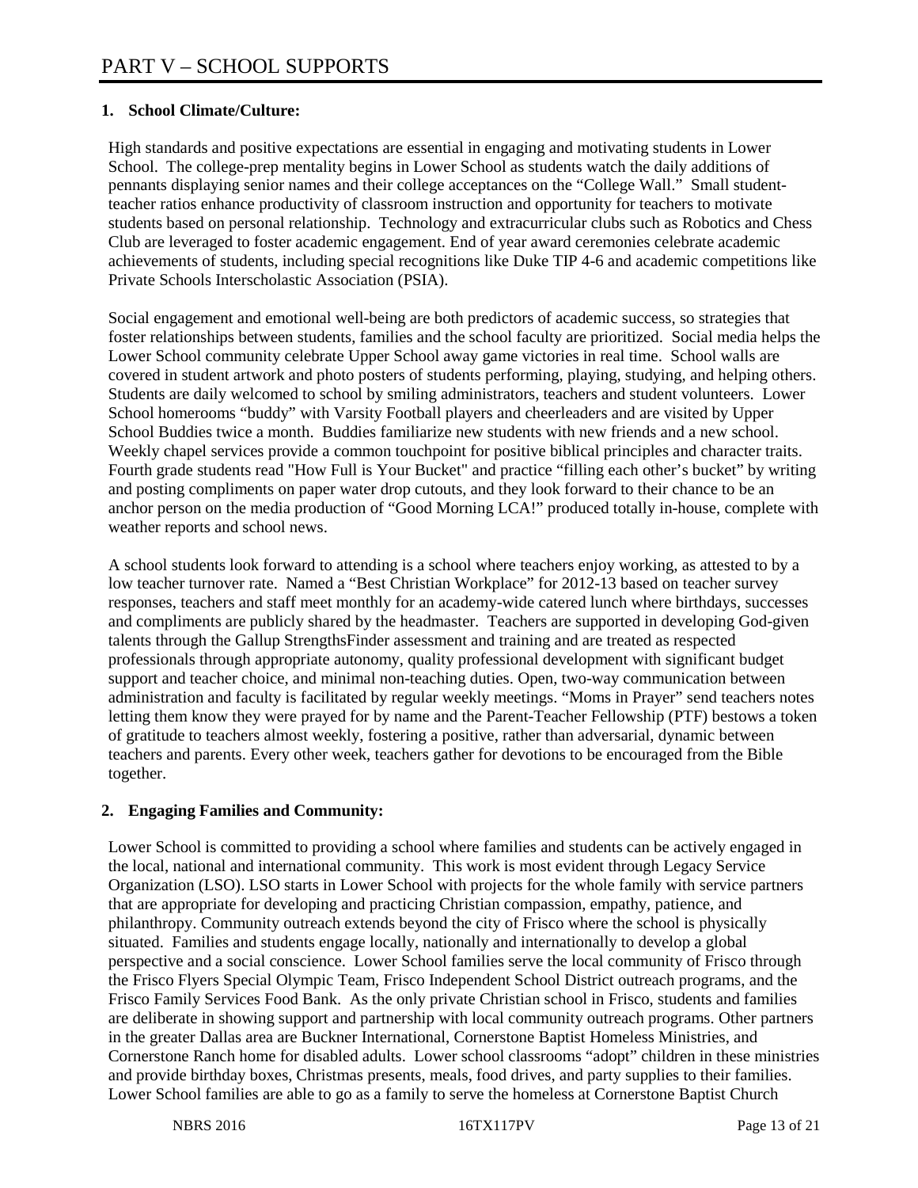# PART V – SCHOOL SUPPORTS

## 1. School Climate/Culture:

High standards and positive expectations are essential in engaging and motivating students in Lower School. The college-prep mentality begins in Lower School as students watch the daily additions of pennants displaying senior names and their college acceptances on the "College Wall." Small student-teacher ratios enhance productivity of classroom instruction and opportunity for teachers to motivate students based on personal relationship. Technology and extracurricular clubs such as Robotics and Chess Club are leveraged to foster academic engagement. End of year award ceremonies celebrate academic achievements of students, including special recognitions like Duke TIP 4-6 and academic competitions like Private Schools Interscholastic Association (PSIA).

Social engagement and emotional well-being are both predictors of academic success, so strategies that foster relationships between students, families and the school faculty are prioritized. Social media helps the Lower School community celebrate Upper School away game victories in real time. School walls are covered in student artwork and photo posters of students performing, playing, studying, and helping others. Students are daily welcomed to school by smiling administrators, teachers and student volunteers. Lower School homerooms "buddy" with Varsity Football players and cheerleaders and are visited by Upper School Buddies twice a month. Buddies familiarize new students with new friends and a new school. Weekly chapel services provide a common touchpoint for positive biblical principles and character traits. Fourth grade students read "How Full is Your Bucket" and practice "filling each other's bucket" by writing and posting compliments on paper water drop cutouts, and they look forward to their chance to be an anchor person on the media production of "Good Morning LCA!" produced totally in-house, complete with weather reports and school news.

A school students look forward to attending is a school where teachers enjoy working, as attested to by a low teacher turnover rate. Named a "Best Christian Workplace" for 2012-13 based on teacher survey responses, teachers and staff meet monthly for an academy-wide catered lunch where birthdays, successes and compliments are publicly shared by the headmaster. Teachers are supported in developing God-given talents through the Gallup StrengthsFinder assessment and training and are treated as respected professionals through appropriate autonomy, quality professional development with significant budget support and teacher choice, and minimal non-teaching duties. Open, two-way communication between administration and faculty is facilitated by regular weekly meetings. "Moms in Prayer" send teachers notes letting them know they were prayed for by name and the Parent-Teacher Fellowship (PTF) bestows a token of gratitude to teachers almost weekly, fostering a positive, rather than adversarial, dynamic between teachers and parents. Every other week, teachers gather for devotions to be encouraged from the Bible together.

## 2. Engaging Families and Community:

Lower School is committed to providing a school where families and students can be actively engaged in the local, national and international community. This work is most evident through Legacy Service Organization (LSO). LSO starts in Lower School with projects for the whole family with service partners that are appropriate for developing and practicing Christian compassion, empathy, patience, and philanthropy. Community outreach extends beyond the city of Frisco where the school is physically situated. Families and students engage locally, nationally and internationally to develop a global perspective and a social conscience. Lower School families serve the local community of Frisco through the Frisco Flyers Special Olympic Team, Frisco Independent School District outreach programs, and the Frisco Family Services Food Bank. As the only private Christian school in Frisco, students and families are deliberate in showing support and partnership with local community outreach programs. Other partners in the greater Dallas area are Buckner International, Cornerstone Baptist Homeless Ministries, and Cornerstone Ranch home for disabled adults. Lower school classrooms "adopt" children in these ministries and provide birthday boxes, Christmas presents, meals, food drives, and party supplies to their families. Lower School families are able to go as a family to serve the homeless at Cornerstone Baptist Church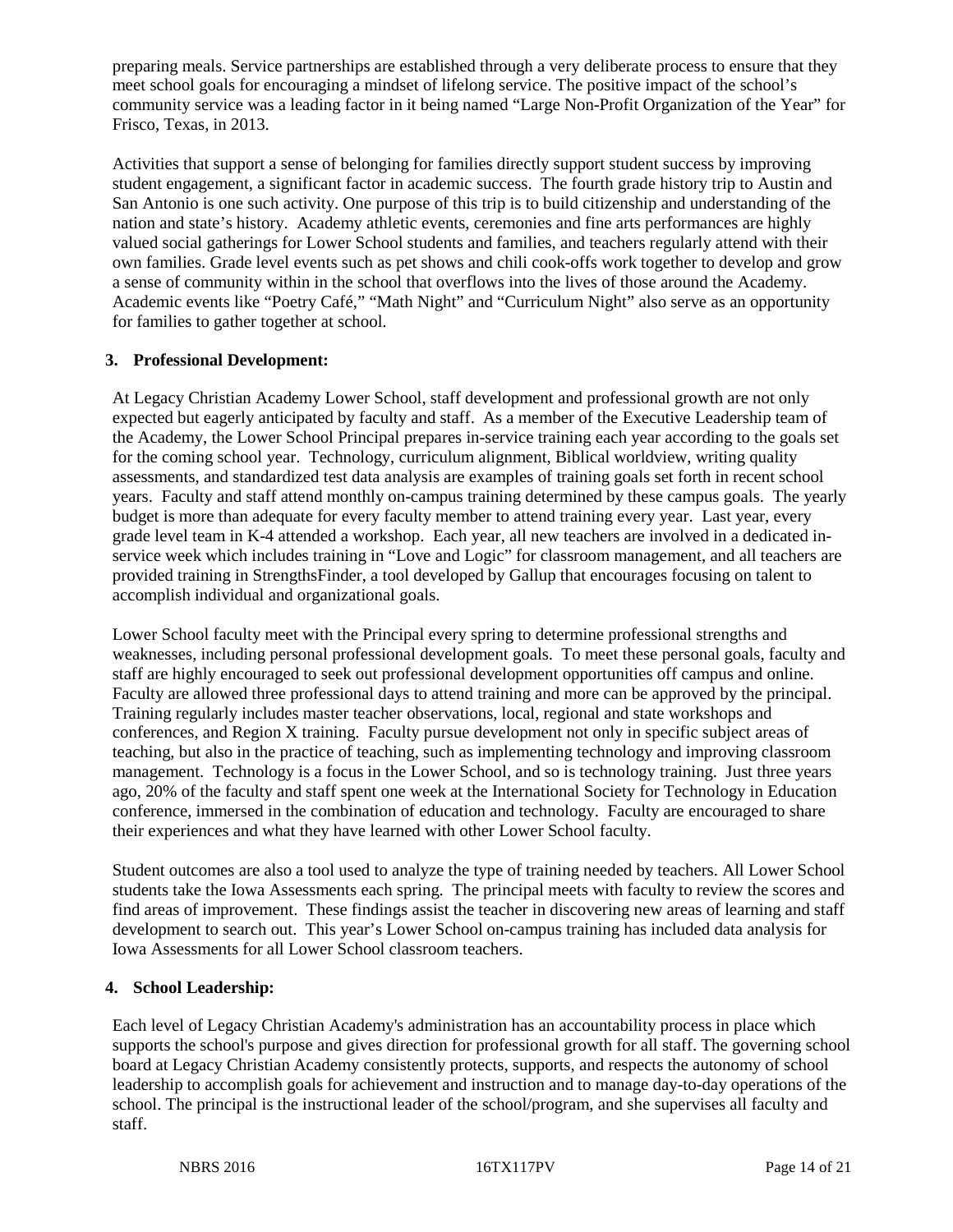preparing meals. Service partnerships are established through a very deliberate process to ensure that they meet school goals for encouraging a mindset of lifelong service. The positive impact of the school's community service was a leading factor in it being named "Large Non-Profit Organization of the Year" for Frisco, Texas, in 2013.

Activities that support a sense of belonging for families directly support student success by improving student engagement, a significant factor in academic success. The fourth grade history trip to Austin and San Antonio is one such activity. One purpose of this trip is to build citizenship and understanding of the nation and state's history. Academy athletic events, ceremonies and fine arts performances are highly valued social gatherings for Lower School students and families, and teachers regularly attend with their own families. Grade level events such as pet shows and chili cook-offs work together to develop and grow a sense of community within in the school that overflows into the lives of those around the Academy. Academic events like "Poetry Café," "Math Night" and "Curriculum Night" also serve as an opportunity for families to gather together at school.

## 3. Professional Development:

At Legacy Christian Academy Lower School, staff development and professional growth are not only expected but eagerly anticipated by faculty and staff. As a member of the Executive Leadership team of the Academy, the Lower School Principal prepares in-service training each year according to the goals set for the coming school year. Technology, curriculum alignment, Biblical worldview, writing quality assessments, and standardized test data analysis are examples of training goals set forth in recent school years. Faculty and staff attend monthly on-campus training determined by these campus goals. The yearly budget is more than adequate for every faculty member to attend training every year. Last year, every grade level team in K-4 attended a workshop. Each year, all new teachers are involved in a dedicated in-service week which includes training in "Love and Logic" for classroom management, and all teachers are provided training in StrengthsFinder, a tool developed by Gallup that encourages focusing on talent to accomplish individual and organizational goals.

Lower School faculty meet with the Principal every spring to determine professional strengths and weaknesses, including personal professional development goals. To meet these personal goals, faculty and staff are highly encouraged to seek out professional development opportunities off campus and online. Faculty are allowed three professional days to attend training and more can be approved by the principal. Training regularly includes master teacher observations, local, regional and state workshops and conferences, and Region X training. Faculty pursue development not only in specific subject areas of teaching, but also in the practice of teaching, such as implementing technology and improving classroom management. Technology is a focus in the Lower School, and so is technology training. Just three years ago, 20% of the faculty and staff spent one week at the International Society for Technology in Education conference, immersed in the combination of education and technology. Faculty are encouraged to share their experiences and what they have learned with other Lower School faculty.

Student outcomes are also a tool used to analyze the type of training needed by teachers. All Lower School students take the Iowa Assessments each spring. The principal meets with faculty to review the scores and find areas of improvement. These findings assist the teacher in discovering new areas of learning and staff development to search out. This year's Lower School on-campus training has included data analysis for Iowa Assessments for all Lower School classroom teachers.

## 4. School Leadership:

Each level of Legacy Christian Academy's administration has an accountability process in place which supports the school's purpose and gives direction for professional growth for all staff. The governing school board at Legacy Christian Academy consistently protects, supports, and respects the autonomy of school leadership to accomplish goals for achievement and instruction and to manage day-to-day operations of the school. The principal is the instructional leader of the school/program, and she supervises all faculty and staff.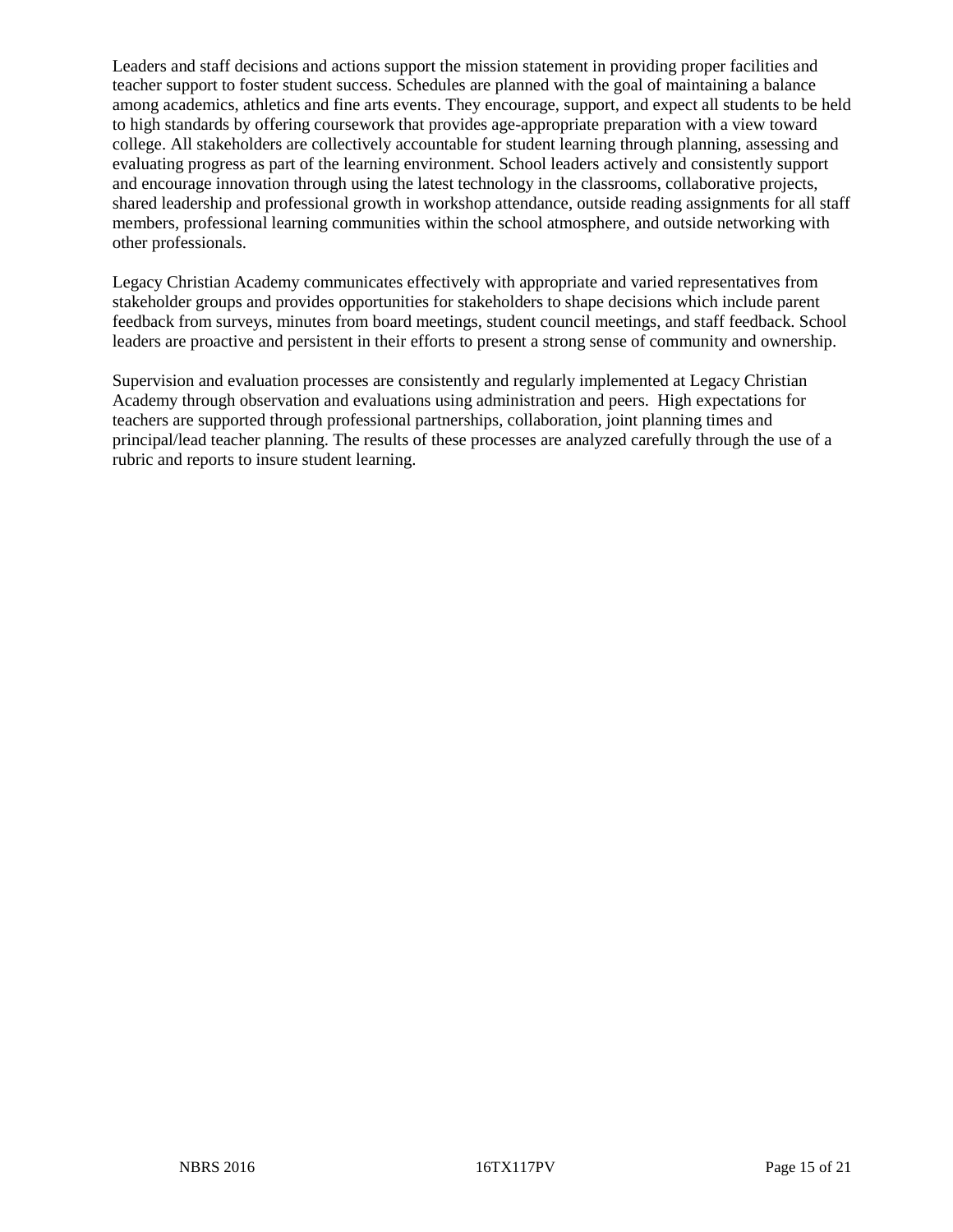Leaders and staff decisions and actions support the mission statement in providing proper facilities and teacher support to foster student success. Schedules are planned with the goal of maintaining a balance among academics, athletics and fine arts events. They encourage, support, and expect all students to be held to high standards by offering coursework that provides age-appropriate preparation with a view toward college. All stakeholders are collectively accountable for student learning through planning, assessing and evaluating progress as part of the learning environment. School leaders actively and consistently support and encourage innovation through using the latest technology in the classrooms, collaborative projects, shared leadership and professional growth in workshop attendance, outside reading assignments for all staff members, professional learning communities within the school atmosphere, and outside networking with other professionals.

Legacy Christian Academy communicates effectively with appropriate and varied representatives from stakeholder groups and provides opportunities for stakeholders to shape decisions which include parent feedback from surveys, minutes from board meetings, student council meetings, and staff feedback. School leaders are proactive and persistent in their efforts to present a strong sense of community and ownership.

Supervision and evaluation processes are consistently and regularly implemented at Legacy Christian Academy through observation and evaluations using administration and peers. High expectations for teachers are supported through professional partnerships, collaboration, joint planning times and principal/lead teacher planning. The results of these processes are analyzed carefully through the use of a rubric and reports to insure student learning.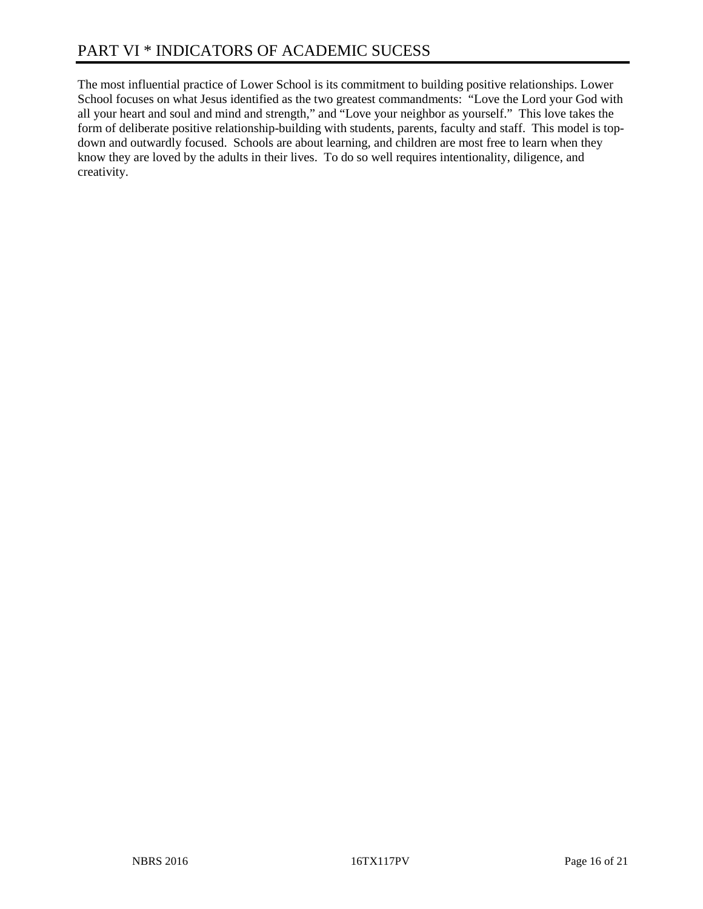# PART VI * INDICATORS OF ACADEMIC SUCESS

The most influential practice of Lower School is its commitment to building positive relationships. Lower School focuses on what Jesus identified as the two greatest commandments: "Love the Lord your God with all your heart and soul and mind and strength," and "Love your neighbor as yourself." This love takes the form of deliberate positive relationship-building with students, parents, faculty and staff. This model is top-down and outwardly focused. Schools are about learning, and children are most free to learn when they know they are loved by the adults in their lives. To do so well requires intentionality, diligence, and creativity.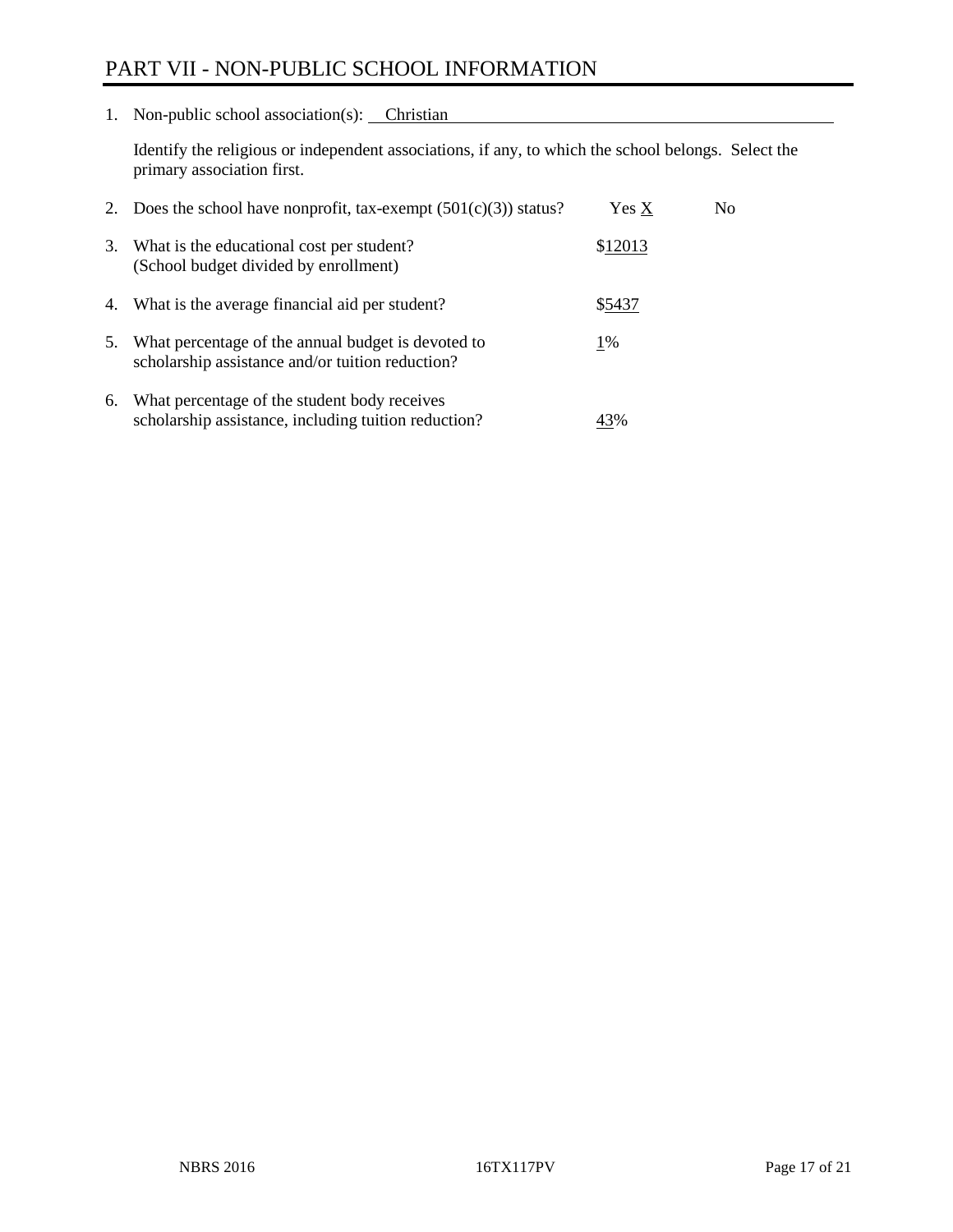# PART VII - NON-PUBLIC SCHOOL INFORMATION

1. Non-public school association(s): Christian

   Identify the religious or independent associations, if any, to which the school belongs. Select the primary association first.

2. Does the school have nonprofit, tax-exempt (501(c)(3)) status? Yes X No

3. What is the educational cost per student? (School budget divided by enrollment) $12013

4. What is the average financial aid per student? $5437

5. What percentage of the annual budget is devoted to scholarship assistance and/or tuition reduction? 1%

6. What percentage of the student body receives scholarship assistance, including tuition reduction? 43%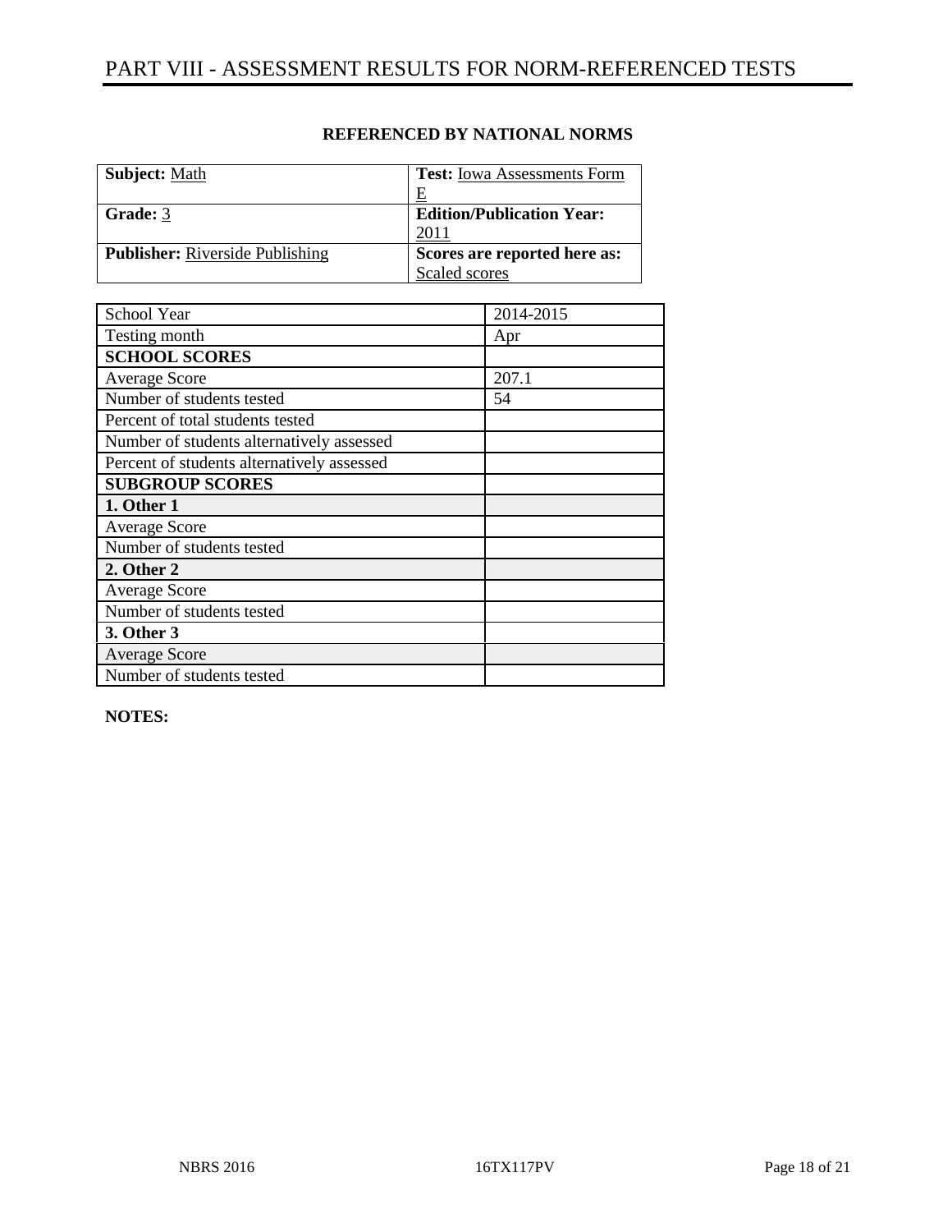# PART VIII - ASSESSMENT RESULTS FOR NORM-REFERENCED TESTS

**REFERENCED BY NATIONAL NORMS**

| | |
|---|---|
| **Subject:** Math | **Test:** Iowa Assessments Form E |
| **Grade:** 3 | **Edition/Publication Year:** 2011 |
| **Publisher:** Riverside Publishing | **Scores are reported here as:** Scaled scores |

| School Year | 2014-2015 |
|---|---|
| Testing month | Apr |
| **SCHOOL SCORES** | |
| Average Score | 207.1 |
| Number of students tested | 54 |
| Percent of total students tested | |
| Number of students alternatively assessed | |
| Percent of students alternatively assessed | |
| **SUBGROUP SCORES** | |
| **1. Other 1** | |
| Average Score | |
| Number of students tested | |
| **2. Other 2** | |
| Average Score | |
| Number of students tested | |
| **3. Other 3** | |
| Average Score | |
| Number of students tested | |

**NOTES:**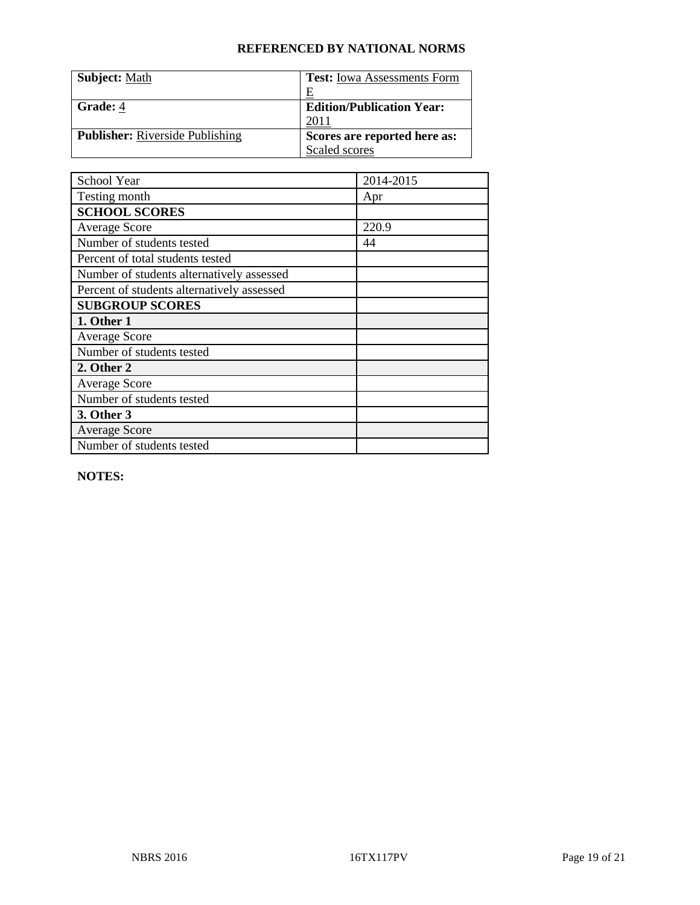## REFERENCED BY NATIONAL NORMS

| | |
|---|---|
| **Subject:** Math | **Test:** Iowa Assessments Form E |
| **Grade:** 4 | **Edition/Publication Year:** 2011 |
| **Publisher:** Riverside Publishing | **Scores are reported here as:** Scaled scores |

| School Year | 2014-2015 |
|---|---|
| Testing month | Apr |
| **SCHOOL SCORES** | |
| Average Score | 220.9 |
| Number of students tested | 44 |
| Percent of total students tested | |
| Number of students alternatively assessed | |
| Percent of students alternatively assessed | |
| **SUBGROUP SCORES** | |
| **1. Other 1** | |
| Average Score | |
| Number of students tested | |
| **2. Other 2** | |
| Average Score | |
| Number of students tested | |
| **3. Other 3** | |
| Average Score | |
| Number of students tested | |

**NOTES:**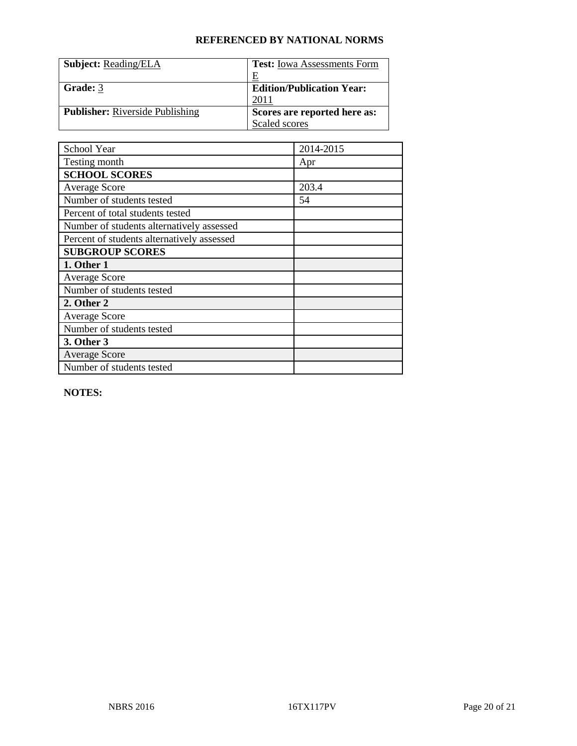## REFERENCED BY NATIONAL NORMS

| | |
|---|---|
| **Subject:** Reading/ELA | **Test:** Iowa Assessments Form E |
| **Grade:** 3 | **Edition/Publication Year:** 2011 |
| **Publisher:** Riverside Publishing | **Scores are reported here as:** Scaled scores |

| School Year | 2014-2015 |
|---|---|
| Testing month | Apr |
| **SCHOOL SCORES** | |
| Average Score | 203.4 |
| Number of students tested | 54 |
| Percent of total students tested | |
| Number of students alternatively assessed | |
| Percent of students alternatively assessed | |
| **SUBGROUP SCORES** | |
| **1. Other 1** | |
| Average Score | |
| Number of students tested | |
| **2. Other 2** | |
| Average Score | |
| Number of students tested | |
| **3. Other 3** | |
| Average Score | |
| Number of students tested | |

**NOTES:**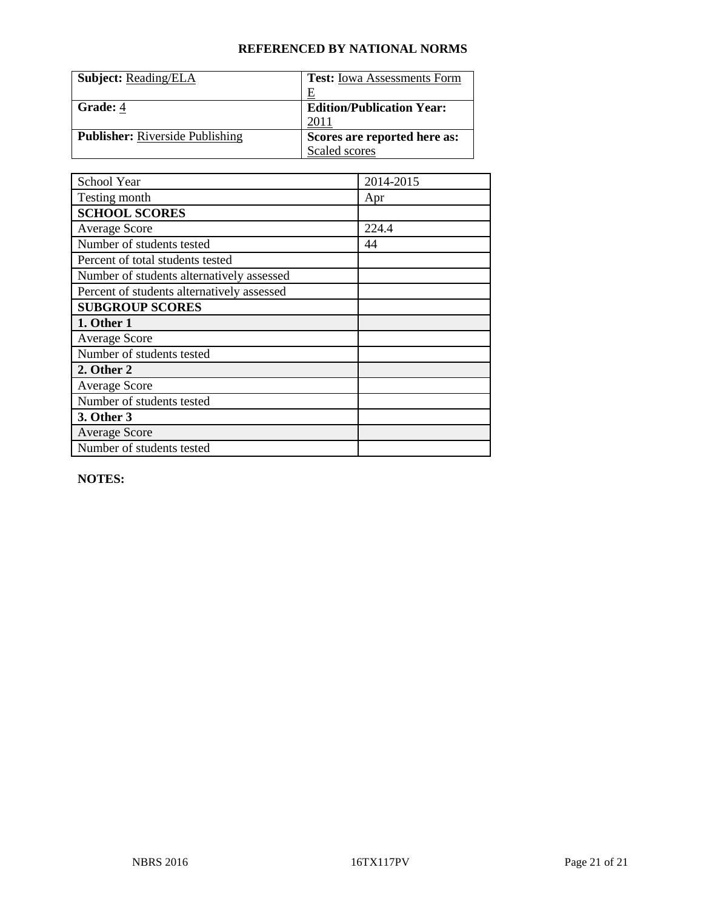**REFERENCED BY NATIONAL NORMS**

| | |
|---|---|
| **Subject:** Reading/ELA | **Test:** Iowa Assessments Form E |
| **Grade:** 4 | **Edition/Publication Year:** 2011 |
| **Publisher:** Riverside Publishing | **Scores are reported here as:** Scaled scores |

| School Year | 2014-2015 |
|---|---|
| Testing month | Apr |
| **SCHOOL SCORES** | |
| Average Score | 224.4 |
| Number of students tested | 44 |
| Percent of total students tested | |
| Number of students alternatively assessed | |
| Percent of students alternatively assessed | |
| **SUBGROUP SCORES** | |
| **1. Other 1** | |
| Average Score | |
| Number of students tested | |
| **2. Other 2** | |
| Average Score | |
| Number of students tested | |
| **3. Other 3** | |
| Average Score | |
| Number of students tested | |

**NOTES:**